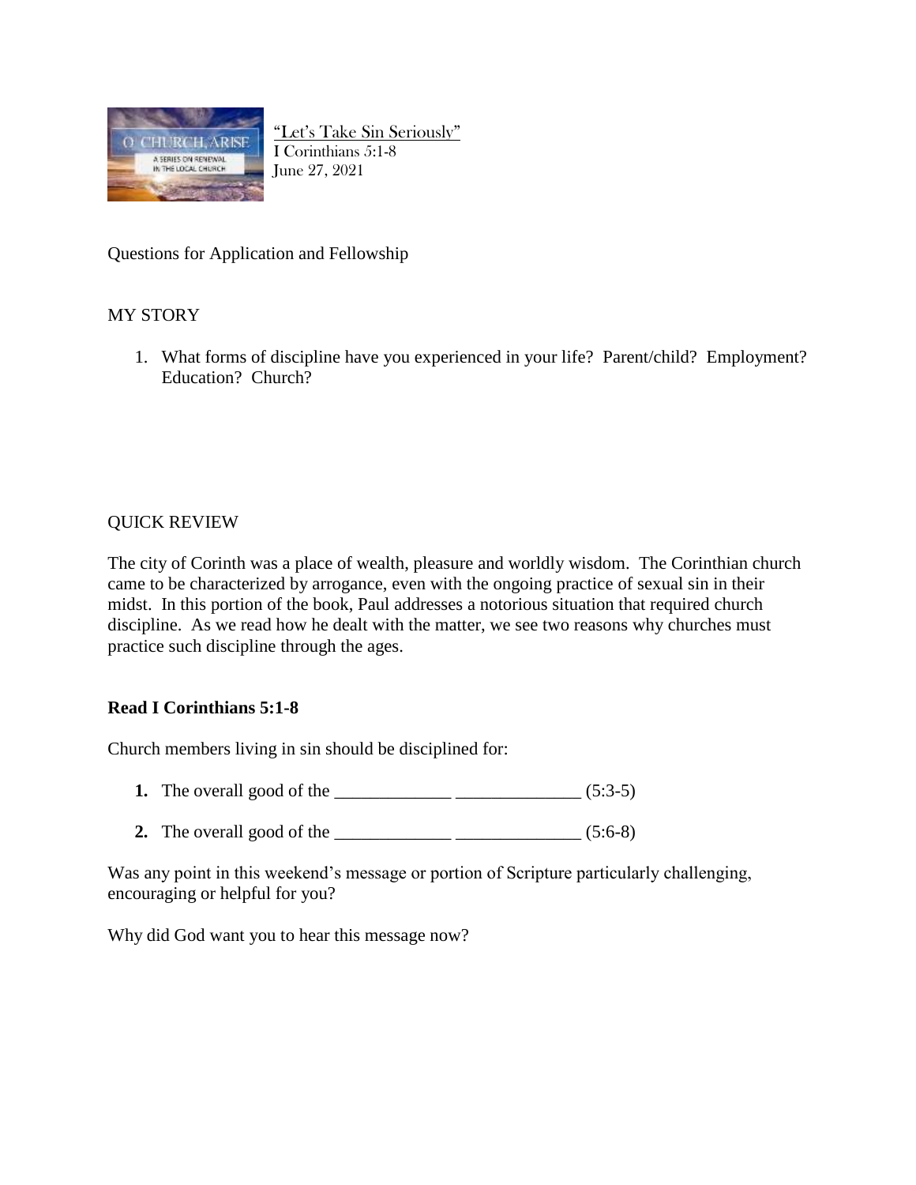"Let's Take Sin Seriously"
I Corinthians 5:1-8
June 27, 2021

Questions for Application and Fellowship

MY STORY

1. What forms of discipline have you experienced in your life? Parent/child? Employment? Education? Church?

QUICK REVIEW

The city of Corinth was a place of wealth, pleasure and worldly wisdom. The Corinthian church came to be characterized by arrogance, even with the ongoing practice of sexual sin in their midst. In this portion of the book, Paul addresses a notorious situation that required church discipline. As we read how he dealt with the matter, we see two reasons why churches must practice such discipline through the ages.

**Read I Corinthians 5:1-8**

Church members living in sin should be disciplined for:

1. The overall good of the _____________ ______________ (5:3-5)
2. The overall good of the _____________ ______________ (5:6-8)

Was any point in this weekend's message or portion of Scripture particularly challenging, encouraging or helpful for you?

Why did God want you to hear this message now?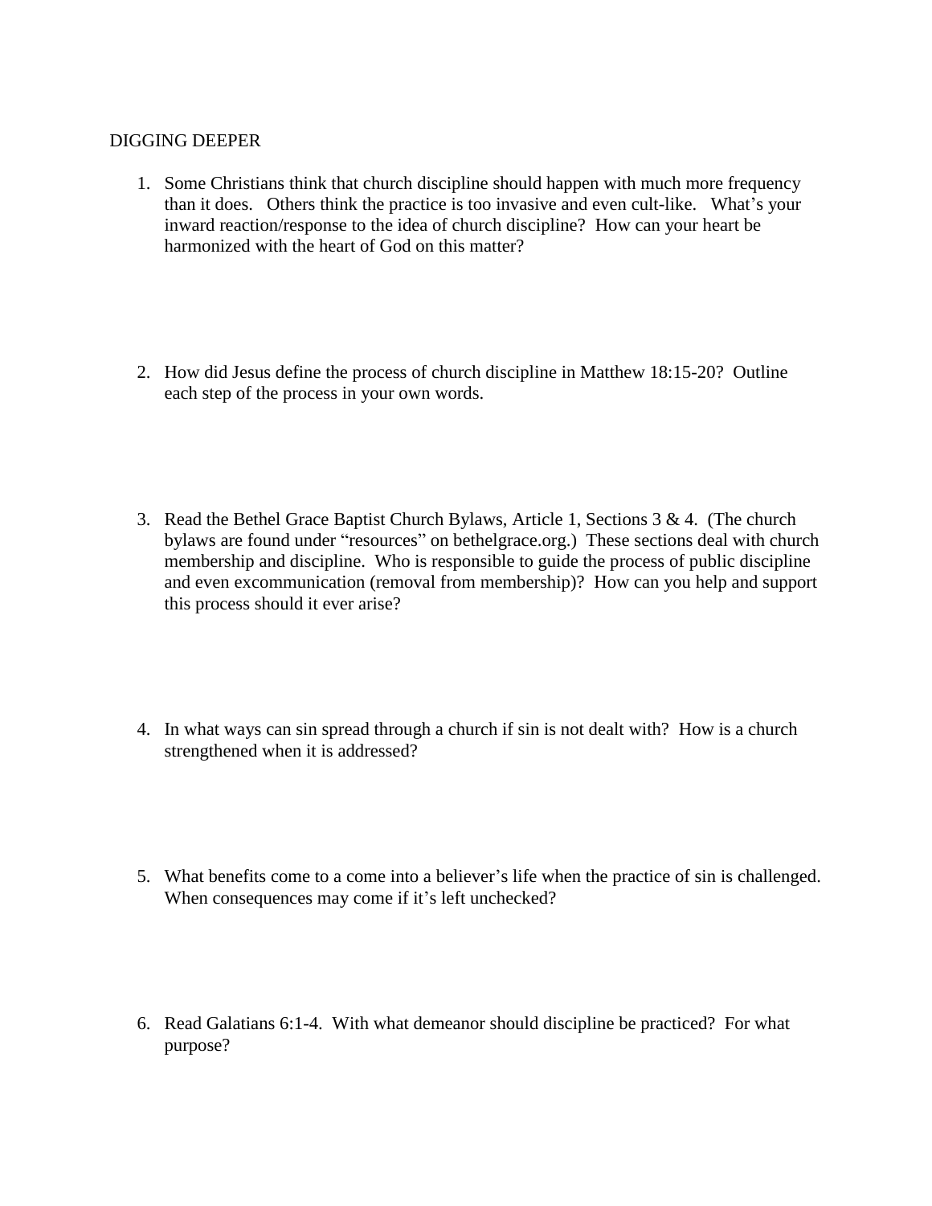DIGGING DEEPER

1. Some Christians think that church discipline should happen with much more frequency than it does. Others think the practice is too invasive and even cult-like. What's your inward reaction/response to the idea of church discipline? How can your heart be harmonized with the heart of God on this matter?

2. How did Jesus define the process of church discipline in Matthew 18:15-20? Outline each step of the process in your own words.

3. Read the Bethel Grace Baptist Church Bylaws, Article 1, Sections 3 & 4. (The church bylaws are found under "resources" on bethelgrace.org.) These sections deal with church membership and discipline. Who is responsible to guide the process of public discipline and even excommunication (removal from membership)? How can you help and support this process should it ever arise?

4. In what ways can sin spread through a church if sin is not dealt with? How is a church strengthened when it is addressed?

5. What benefits come to a come into a believer's life when the practice of sin is challenged. When consequences may come if it's left unchecked?

6. Read Galatians 6:1-4. With what demeanor should discipline be practiced? For what purpose?